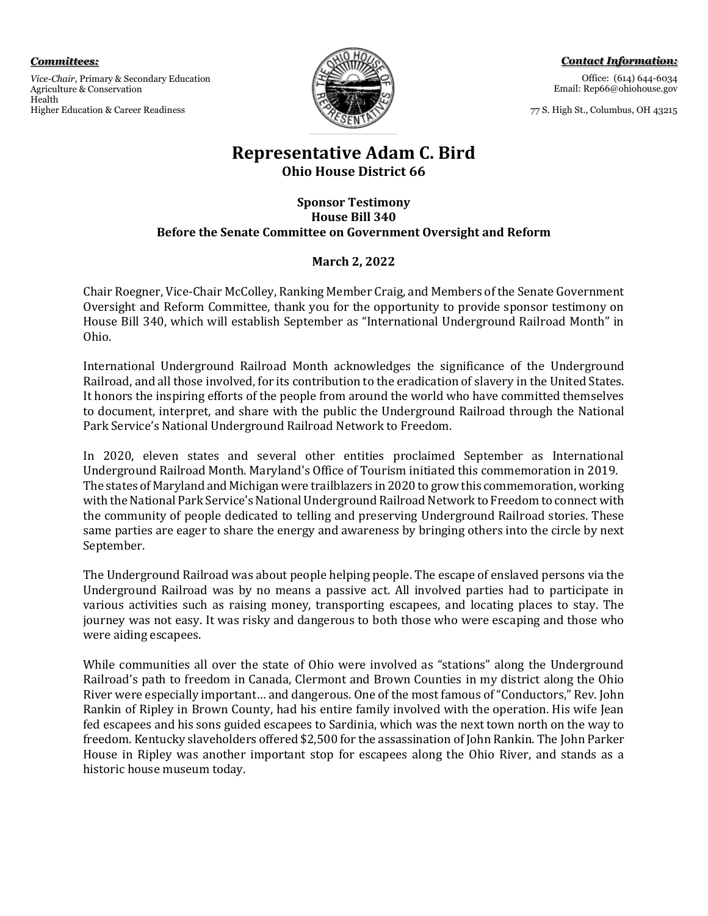***Committees:***

*Vice-Chair*, Primary & Secondary Education
Agriculture & Conservation
Health
Higher Education & Career Readiness

***Contact Information:***

Office: (614) 644-6034
Email: Rep66@ohiohouse.gov

77 S. High St., Columbus, OH 43215

# Representative Adam C. Bird

**Ohio House District 66**

**Sponsor Testimony**
**House Bill 340**
**Before the Senate Committee on Government Oversight and Reform**

**March 2, 2022**

Chair Roegner, Vice-Chair McColley, Ranking Member Craig, and Members of the Senate Government Oversight and Reform Committee, thank you for the opportunity to provide sponsor testimony on House Bill 340, which will establish September as "International Underground Railroad Month" in Ohio.

International Underground Railroad Month acknowledges the significance of the Underground Railroad, and all those involved, for its contribution to the eradication of slavery in the United States. It honors the inspiring efforts of the people from around the world who have committed themselves to document, interpret, and share with the public the Underground Railroad through the National Park Service's National Underground Railroad Network to Freedom.

In 2020, eleven states and several other entities proclaimed September as International Underground Railroad Month. Maryland's Office of Tourism initiated this commemoration in 2019. The states of Maryland and Michigan were trailblazers in 2020 to grow this commemoration, working with the National Park Service's National Underground Railroad Network to Freedom to connect with the community of people dedicated to telling and preserving Underground Railroad stories. These same parties are eager to share the energy and awareness by bringing others into the circle by next September.

The Underground Railroad was about people helping people. The escape of enslaved persons via the Underground Railroad was by no means a passive act. All involved parties had to participate in various activities such as raising money, transporting escapees, and locating places to stay. The journey was not easy. It was risky and dangerous to both those who were escaping and those who were aiding escapees.

While communities all over the state of Ohio were involved as "stations" along the Underground Railroad's path to freedom in Canada, Clermont and Brown Counties in my district along the Ohio River were especially important… and dangerous. One of the most famous of "Conductors," Rev. John Rankin of Ripley in Brown County, had his entire family involved with the operation. His wife Jean fed escapees and his sons guided escapees to Sardinia, which was the next town north on the way to freedom. Kentucky slaveholders offered $2,500 for the assassination of John Rankin. The John Parker House in Ripley was another important stop for escapees along the Ohio River, and stands as a historic house museum today.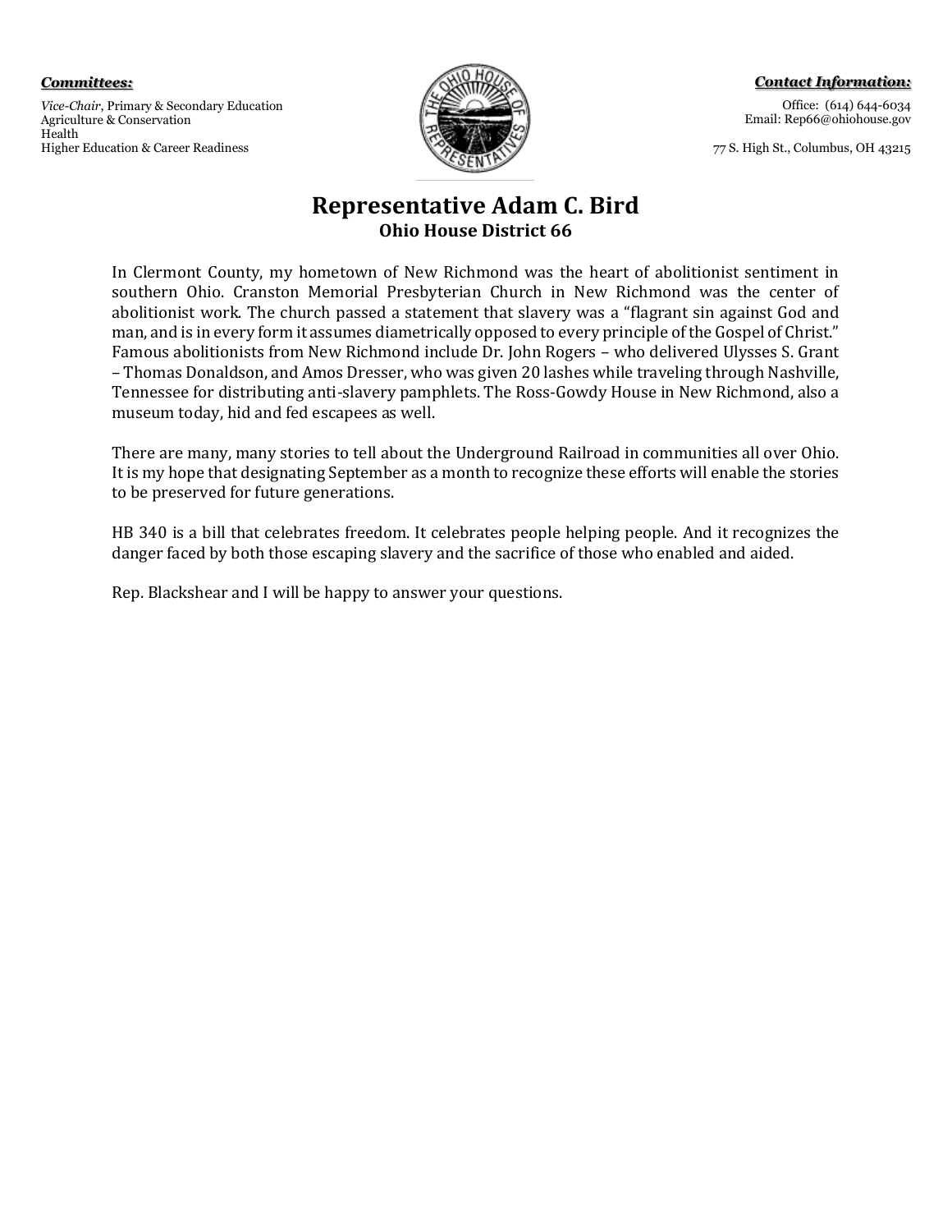***Committees:***

*Vice-Chair*, Primary & Secondary Education
Agriculture & Conservation
Health
Higher Education & Career Readiness

***Contact Information:***

Office: (614) 644-6034
Email: Rep66@ohiohouse.gov

77 S. High St., Columbus, OH 43215

# Representative Adam C. Bird
## Ohio House District 66

In Clermont County, my hometown of New Richmond was the heart of abolitionist sentiment in southern Ohio. Cranston Memorial Presbyterian Church in New Richmond was the center of abolitionist work. The church passed a statement that slavery was a "flagrant sin against God and man, and is in every form it assumes diametrically opposed to every principle of the Gospel of Christ." Famous abolitionists from New Richmond include Dr. John Rogers – who delivered Ulysses S. Grant – Thomas Donaldson, and Amos Dresser, who was given 20 lashes while traveling through Nashville, Tennessee for distributing anti-slavery pamphlets. The Ross-Gowdy House in New Richmond, also a museum today, hid and fed escapees as well.

There are many, many stories to tell about the Underground Railroad in communities all over Ohio. It is my hope that designating September as a month to recognize these efforts will enable the stories to be preserved for future generations.

HB 340 is a bill that celebrates freedom. It celebrates people helping people. And it recognizes the danger faced by both those escaping slavery and the sacrifice of those who enabled and aided.

Rep. Blackshear and I will be happy to answer your questions.